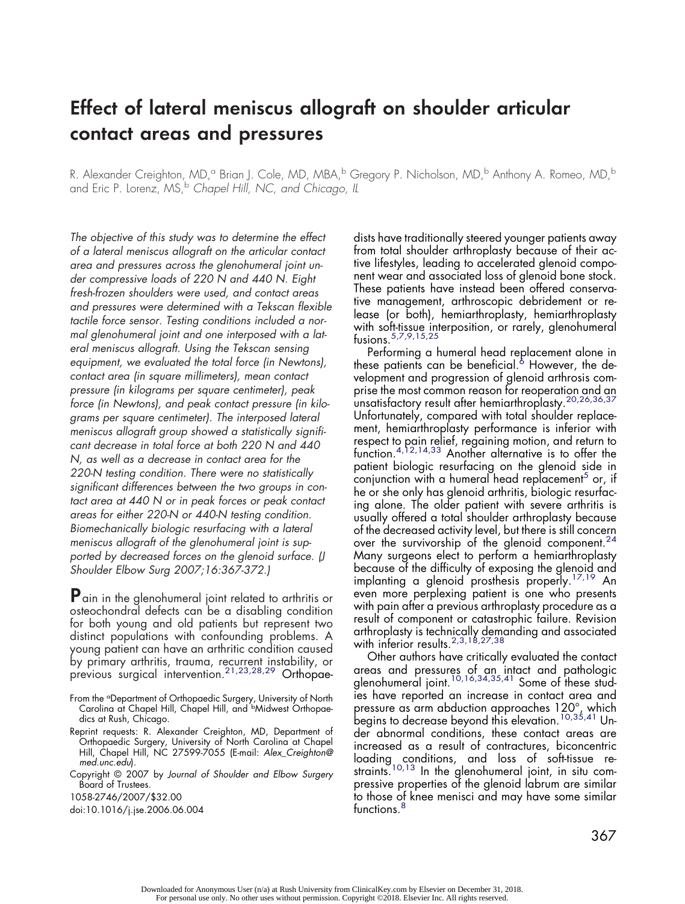# Effect of lateral meniscus allograft on shoulder articular contact areas and pressures

R. Alexander Creighton, MD,[a] Brian J. Cole, MD, MBA,[b] Gregory P. Nicholson, MD,[b] Anthony A. Romeo, MD,[b] and Eric P. Lorenz, MS,[b] *Chapel Hill, NC, and Chicago, IL*

*The objective of this study was to determine the effect of a lateral meniscus allograft on the articular contact area and pressures across the glenohumeral joint under compressive loads of 220 N and 440 N. Eight fresh-frozen shoulders were used, and contact areas and pressures were determined with a Tekscan flexible tactile force sensor. Testing conditions included a normal glenohumeral joint and one interposed with a lateral meniscus allograft. Using the Tekscan sensing equipment, we evaluated the total force (in Newtons), contact area (in square millimeters), mean contact pressure (in kilograms per square centimeter), peak force (in Newtons), and peak contact pressure (in kilograms per square centimeter). The interposed lateral meniscus allograft group showed a statistically significant decrease in total force at both 220 N and 440 N, as well as a decrease in contact area for the 220-N testing condition. There were no statistically significant differences between the two groups in contact area at 440 N or in peak forces or peak contact areas for either 220-N or 440-N testing condition. Biomechanically biologic resurfacing with a lateral meniscus allograft of the glenohumeral joint is supported by decreased forces on the glenoid surface. (J Shoulder Elbow Surg 2007;16:367-372.)*

**P**ain in the glenohumeral joint related to arthritis or osteochondral defects can be a disabling condition for both young and old patients but represent two distinct populations with confounding problems. A young patient can have an arthritic condition caused by primary arthritis, trauma, recurrent instability, or previous surgical intervention.[21,23,28,29] Orthopaedists have traditionally steered younger patients away from total shoulder arthroplasty because of their active lifestyles, leading to accelerated glenoid component wear and associated loss of glenoid bone stock. These patients have instead been offered conservative management, arthroscopic debridement or release (or both), hemiarthroplasty, hemiarthroplasty with soft-tissue interposition, or rarely, glenohumeral fusions.[5,7,9,15,25]

Performing a humeral head replacement alone in these patients can be beneficial.[6] However, the development and progression of glenoid arthrosis comprise the most common reason for reoperation and an unsatisfactory result after hemiarthroplasty.[20,26,36,37] Unfortunately, compared with total shoulder replacement, hemiarthroplasty performance is inferior with respect to pain relief, regaining motion, and return to function.[4,12,14,33] Another alternative is to offer the patient biologic resurfacing on the glenoid side in conjunction with a humeral head replacement[5] or, if he or she only has glenoid arthritis, biologic resurfacing alone. The older patient with severe arthritis is usually offered a total shoulder arthroplasty because of the decreased activity level, but there is still concern over the survivorship of the glenoid component.[24] Many surgeons elect to perform a hemiarthroplasty because of the difficulty of exposing the glenoid and implanting a glenoid prosthesis properly.[17,19] An even more perplexing patient is one who presents with pain after a previous arthroplasty procedure as a result of component or catastrophic failure. Revision arthroplasty is technically demanding and associated with inferior results.[2,3,18,27,38]

Other authors have critically evaluated the contact areas and pressures of an intact and pathologic glenohumeral joint.[10,16,34,35,41] Some of these studies have reported an increase in contact area and pressure as arm abduction approaches 120°, which begins to decrease beyond this elevation.[10,35,41] Under abnormal conditions, these contact areas are increased as a result of contractures, biconcentric loading conditions, and loss of soft-tissue restraints.[10,13] In the glenohumeral joint, in situ compressive properties of the glenoid labrum are similar to those of knee menisci and may have some similar functions.[8]

From the [a]Department of Orthopaedic Surgery, University of North Carolina at Chapel Hill, Chapel Hill, and [b]Midwest Orthopaedics at Rush, Chicago.

Reprint requests: R. Alexander Creighton, MD, Department of Orthopaedic Surgery, University of North Carolina at Chapel Hill, Chapel Hill, NC 27599-7055 (E-mail: *Alex_Creighton@med.unc.edu*).

Copyright © 2007 by *Journal of Shoulder and Elbow Surgery* Board of Trustees.

1058-2746/2007/$32.00

doi:10.1016/j.jse.2006.06.004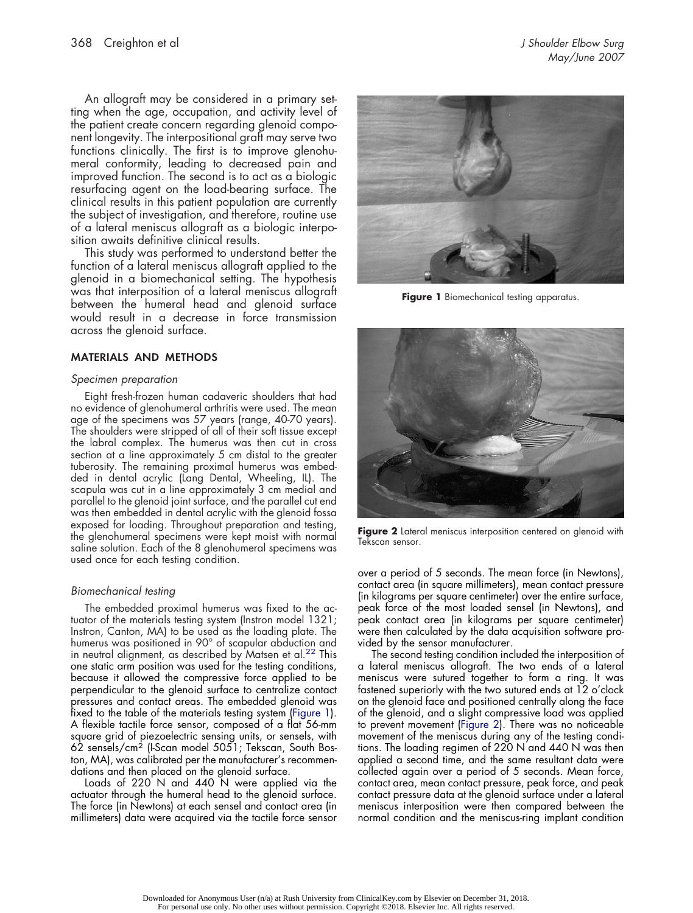An allograft may be considered in a primary setting when the age, occupation, and activity level of the patient create concern regarding glenoid component longevity. The interpositional graft may serve two functions clinically. The first is to improve glenohumeral conformity, leading to decreased pain and improved function. The second is to act as a biologic resurfacing agent on the load-bearing surface. The clinical results in this patient population are currently the subject of investigation, and therefore, routine use of a lateral meniscus allograft as a biologic interposition awaits definitive clinical results.

This study was performed to understand better the function of a lateral meniscus allograft applied to the glenoid in a biomechanical setting. The hypothesis was that interposition of a lateral meniscus allograft between the humeral head and glenoid surface would result in a decrease in force transmission across the glenoid surface.

## MATERIALS AND METHODS

### *Specimen preparation*

Eight fresh-frozen human cadaveric shoulders that had no evidence of glenohumeral arthritis were used. The mean age of the specimens was 57 years (range, 40-70 years). The shoulders were stripped of all of their soft tissue except the labral complex. The humerus was then cut in cross section at a line approximately 5 cm distal to the greater tuberosity. The remaining proximal humerus was embedded in dental acrylic (Lang Dental, Wheeling, IL). The scapula was cut in a line approximately 3 cm medial and parallel to the glenoid joint surface, and the parallel cut end was then embedded in dental acrylic with the glenoid fossa exposed for loading. Throughout preparation and testing, the glenohumeral specimens were kept moist with normal saline solution. Each of the 8 glenohumeral specimens was used once for each testing condition.

### *Biomechanical testing*

The embedded proximal humerus was fixed to the actuator of the materials testing system (Instron model 1321; Instron, Canton, MA) to be used as the loading plate. The humerus was positioned in 90° of scapular abduction and in neutral alignment, as described by Matsen et al.[22] This one static arm position was used for the testing conditions, because it allowed the compressive force applied to be perpendicular to the glenoid surface to centralize contact pressures and contact areas. The embedded glenoid was fixed to the table of the materials testing system (Figure 1). A flexible tactile force sensor, composed of a flat 56-mm square grid of piezoelectric sensing units, or sensels, with 62 sensels/cm$^2$ (I-Scan model 5051; Tekscan, South Boston, MA), was calibrated per the manufacturer's recommendations and then placed on the glenoid surface.

Loads of 220 N and 440 N were applied via the actuator through the humeral head to the glenoid surface. The force (in Newtons) at each sensel and contact area (in millimeters) data were acquired via the tactile force sensor over a period of 5 seconds. The mean force (in Newtons), contact area (in square millimeters), mean contact pressure (in kilograms per square centimeter) over the entire surface, peak force of the most loaded sensel (in Newtons), and peak contact area (in kilograms per square centimeter) were then calculated by the data acquisition software provided by the sensor manufacturer.

The second testing condition included the interposition of a lateral meniscus allograft. The two ends of a lateral meniscus were sutured together to form a ring. It was fastened superiorly with the two sutured ends at 12 o'clock on the glenoid face and positioned centrally along the face of the glenoid, and a slight compressive load was applied to prevent movement (Figure 2). There was no noticeable movement of the meniscus during any of the testing conditions. The loading regimen of 220 N and 440 N was then applied a second time, and the same resultant data were collected again over a period of 5 seconds. Mean force, contact area, mean contact pressure, peak force, and peak contact pressure data at the glenoid surface under a lateral meniscus interposition were then compared between the normal condition and the meniscus-ring implant condition

**Figure 1** Biomechanical testing apparatus.

**Figure 2** Lateral meniscus interposition centered on glenoid with Tekscan sensor.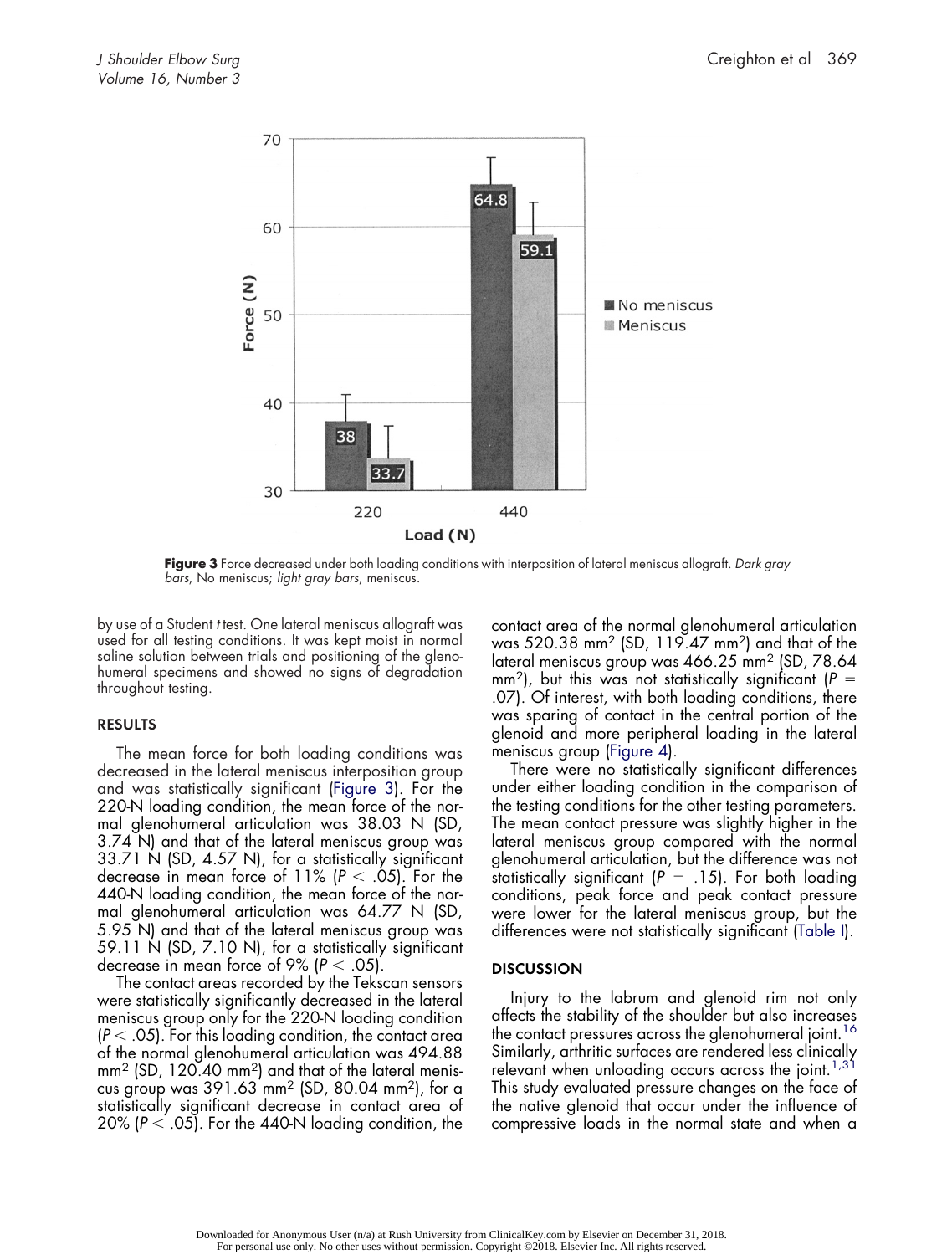Figure 3 Force decreased under both loading conditions with interposition of lateral meniscus allograft. *Dark gray bars*, No meniscus; *light gray bars*, meniscus.

by use of a Student *t* test. One lateral meniscus allograft was used for all testing conditions. It was kept moist in normal saline solution between trials and positioning of the glenohumeral specimens and showed no signs of degradation throughout testing.

## RESULTS

The mean force for both loading conditions was decreased in the lateral meniscus interposition group and was statistically significant (Figure 3). For the 220-N loading condition, the mean force of the normal glenohumeral articulation was 38.03 N (SD, 3.74 N) and that of the lateral meniscus group was 33.71 N (SD, 4.57 N), for a statistically significant decrease in mean force of 11% ($P < .05$). For the 440-N loading condition, the mean force of the normal glenohumeral articulation was 64.77 N (SD, 5.95 N) and that of the lateral meniscus group was 59.11 N (SD, 7.10 N), for a statistically significant decrease in mean force of 9% ($P < .05$).

The contact areas recorded by the Tekscan sensors were statistically significantly decreased in the lateral meniscus group only for the 220-N loading condition ($P < .05$). For this loading condition, the contact area of the normal glenohumeral articulation was 494.88 $mm^2$ (SD, 120.40 $mm^2$) and that of the lateral meniscus group was 391.63 $mm^2$ (SD, 80.04 $mm^2$), for a statistically significant decrease in contact area of 20% ($P < .05$). For the 440-N loading condition, the contact area of the normal glenohumeral articulation was 520.38 $mm^2$ (SD, 119.47 $mm^2$) and that of the lateral meniscus group was 466.25 $mm^2$ (SD, 78.64 $mm^2$), but this was not statistically significant ($P = .07$). Of interest, with both loading conditions, there was sparing of contact in the central portion of the glenoid and more peripheral loading in the lateral meniscus group (Figure 4).

There were no statistically significant differences under either loading condition in the comparison of the testing conditions for the other testing parameters. The mean contact pressure was slightly higher in the lateral meniscus group compared with the normal glenohumeral articulation, but the difference was not statistically significant ($P = .15$). For both loading conditions, peak force and peak contact pressure were lower for the lateral meniscus group, but the differences were not statistically significant (Table I).

## DISCUSSION

Injury to the labrum and glenoid rim not only affects the stability of the shoulder but also increases the contact pressures across the glenohumeral joint.[16] Similarly, arthritic surfaces are rendered less clinically relevant when unloading occurs across the joint.[1,31] This study evaluated pressure changes on the face of the native glenoid that occur under the influence of compressive loads in the normal state and when a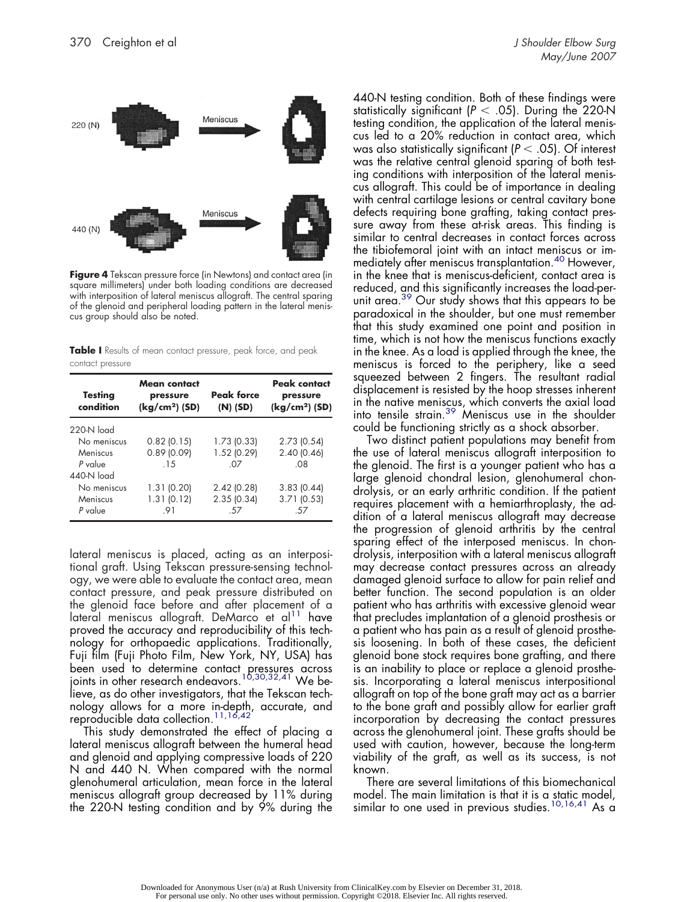220 (N)

Meniscus

440 (N)

Meniscus

**Figure 4** Tekscan pressure force (in Newtons) and contact area (in square millimeters) under both loading conditions are decreased with interposition of lateral meniscus allograft. The central sparing of the glenoid and peripheral loading pattern in the lateral meniscus group should also be noted.

**Table I** Results of mean contact pressure, peak force, and peak contact pressure

| Testing condition | Mean contact pressure (kg/cm²) (SD) | Peak force (N) (SD) | Peak contact pressure (kg/cm²) (SD) |
|---|---|---|---|
| 220-N load | | | |
| No meniscus | 0.82 (0.15) | 1.73 (0.33) | 2.73 (0.54) |
| Meniscus | 0.89 (0.09) | 1.52 (0.29) | 2.40 (0.46) |
| *P* value | .15 | .07 | .08 |
| 440-N load | | | |
| No meniscus | 1.31 (0.20) | 2.42 (0.28) | 3.83 (0.44) |
| Meniscus | 1.31 (0.12) | 2.35 (0.34) | 3.71 (0.53) |
| *P* value | .91 | .57 | .57 |

lateral meniscus is placed, acting as an interpositional graft. Using Tekscan pressure-sensing technology, we were able to evaluate the contact area, mean contact pressure, and peak pressure distributed on the glenoid face before and after placement of a lateral meniscus allograft. DeMarco et al[11] have proved the accuracy and reproducibility of this technology for orthopaedic applications. Traditionally, Fuji film (Fuji Photo Film, New York, NY, USA) has been used to determine contact pressures across joints in other research endeavors.[10,30,32,41] We believe, as do other investigators, that the Tekscan technology allows for a more in-depth, accurate, and reproducible data collection.[11,16,42]

This study demonstrated the effect of placing a lateral meniscus allograft between the humeral head and glenoid and applying compressive loads of 220 N and 440 N. When compared with the normal glenohumeral articulation, mean force in the lateral meniscus allograft group decreased by 11% during the 220-N testing condition and by 9% during the 440-N testing condition. Both of these findings were statistically significant ($P < .05$). During the 220-N testing condition, the application of the lateral meniscus led to a 20% reduction in contact area, which was also statistically significant ($P < .05$). Of interest was the relative central glenoid sparing of both testing conditions with interposition of the lateral meniscus allograft. This could be of importance in dealing with central cartilage lesions or central cavitary bone defects requiring bone grafting, taking contact pressure away from these at-risk areas. This finding is similar to central decreases in contact forces across the tibiofemoral joint with an intact meniscus or immediately after meniscus transplantation.[40] However, in the knee that is meniscus-deficient, contact area is reduced, and this significantly increases the load-per-unit area.[39] Our study shows that this appears to be paradoxical in the shoulder, but one must remember that this study examined one point and position in time, which is not how the meniscus functions exactly in the knee. As a load is applied through the knee, the meniscus is forced to the periphery, like a seed squeezed between 2 fingers. The resultant radial displacement is resisted by the hoop stresses inherent in the native meniscus, which converts the axial load into tensile strain.[39] Meniscus use in the shoulder could be functioning strictly as a shock absorber.

Two distinct patient populations may benefit from the use of lateral meniscus allograft interposition to the glenoid. The first is a younger patient who has a large glenoid chondral lesion, glenohumeral chondrolysis, or an early arthritic condition. If the patient requires placement with a hemiarthroplasty, the addition of a lateral meniscus allograft may decrease the progression of glenoid arthritis by the central sparing effect of the interposed meniscus. In chondrolysis, interposition with a lateral meniscus allograft may decrease contact pressures across an already damaged glenoid surface to allow for pain relief and better function. The second population is an older patient who has arthritis with excessive glenoid wear that precludes implantation of a glenoid prosthesis or a patient who has pain as a result of glenoid prosthesis loosening. In both of these cases, the deficient glenoid bone stock requires bone grafting, and there is an inability to place or replace a glenoid prosthesis. Incorporating a lateral meniscus interpositional allograft on top of the bone graft may act as a barrier to the bone graft and possibly allow for earlier graft incorporation by decreasing the contact pressures across the glenohumeral joint. These grafts should be used with caution, however, because the long-term viability of the graft, as well as its success, is not known.

There are several limitations of this biomechanical model. The main limitation is that it is a static model, similar to one used in previous studies.[10,16,41] As a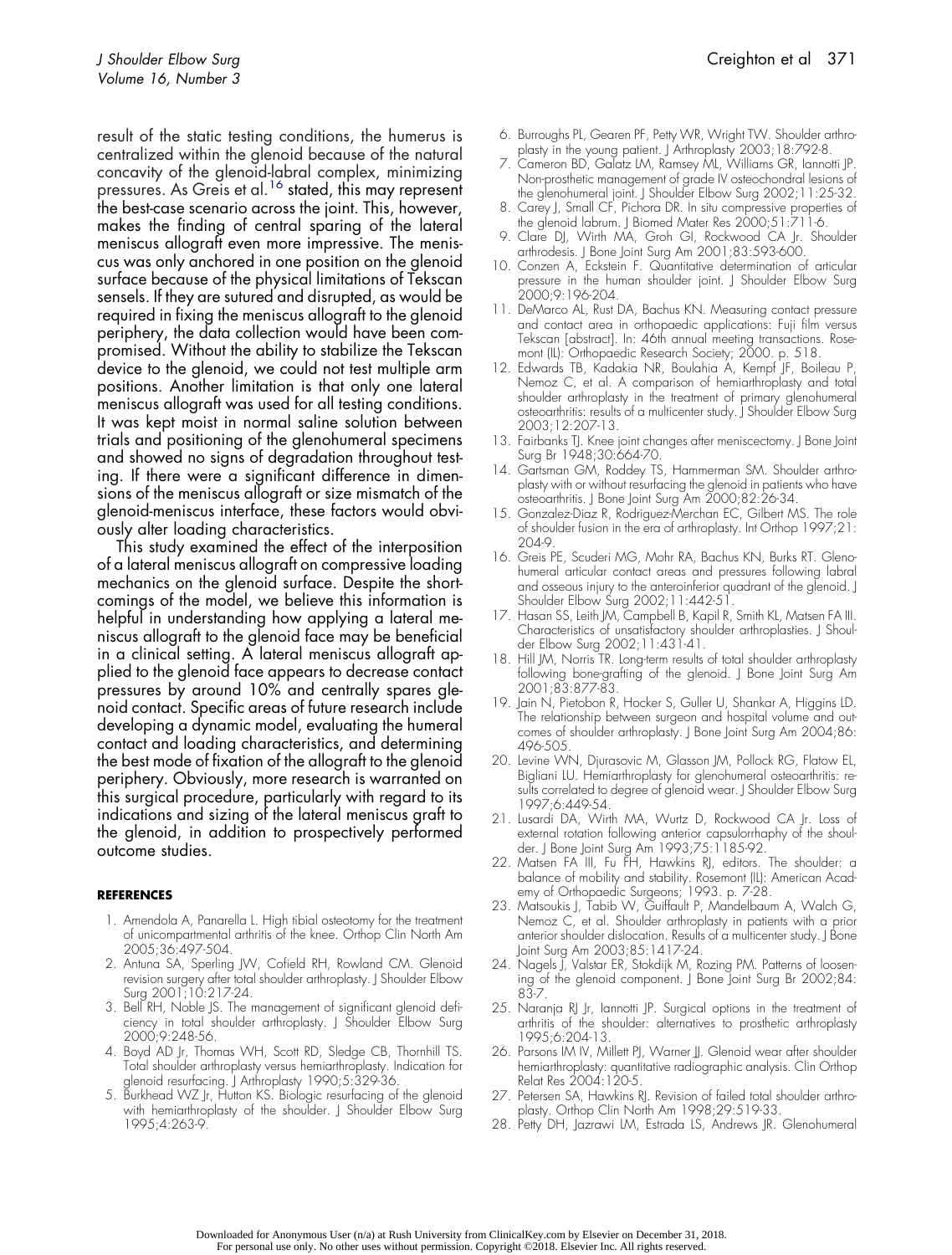result of the static testing conditions, the humerus is centralized within the glenoid because of the natural concavity of the glenoid-labral complex, minimizing pressures. As Greis et al.[16] stated, this may represent the best-case scenario across the joint. This, however, makes the finding of central sparing of the lateral meniscus allograft even more impressive. The meniscus was only anchored in one position on the glenoid surface because of the physical limitations of Tekscan sensels. If they are sutured and disrupted, as would be required in fixing the meniscus allograft to the glenoid periphery, the data collection would have been compromised. Without the ability to stabilize the Tekscan device to the glenoid, we could not test multiple arm positions. Another limitation is that only one lateral meniscus allograft was used for all testing conditions. It was kept moist in normal saline solution between trials and positioning of the glenohumeral specimens and showed no signs of degradation throughout testing. If there were a significant difference in dimensions of the meniscus allograft or size mismatch of the glenoid-meniscus interface, these factors would obviously alter loading characteristics.

This study examined the effect of the interposition of a lateral meniscus allograft on compressive loading mechanics on the glenoid surface. Despite the shortcomings of the model, we believe this information is helpful in understanding how applying a lateral meniscus allograft to the glenoid face may be beneficial in a clinical setting. A lateral meniscus allograft applied to the glenoid face appears to decrease contact pressures by around 10% and centrally spares glenoid contact. Specific areas of future research include developing a dynamic model, evaluating the humeral contact and loading characteristics, and determining the best mode of fixation of the allograft to the glenoid periphery. Obviously, more research is warranted on this surgical procedure, particularly with regard to its indications and sizing of the lateral meniscus graft to the glenoid, in addition to prospectively performed outcome studies.

## REFERENCES

1. Amendola A, Panarella L. High tibial osteotomy for the treatment of unicompartmental arthritis of the knee. Orthop Clin North Am 2005;36:497-504.
2. Antuna SA, Sperling JW, Cofield RH, Rowland CM. Glenoid revision surgery after total shoulder arthroplasty. J Shoulder Elbow Surg 2001;10:217-24.
3. Bell RH, Noble JS. The management of significant glenoid deficiency in total shoulder arthroplasty. J Shoulder Elbow Surg 2000;9:248-56.
4. Boyd AD Jr, Thomas WH, Scott RD, Sledge CB, Thornhill TS. Total shoulder arthroplasty versus hemiarthroplasty. Indication for glenoid resurfacing. J Arthroplasty 1990;5:329-36.
5. Burkhead WZ Jr, Hutton KS. Biologic resurfacing of the glenoid with hemiarthroplasty of the shoulder. J Shoulder Elbow Surg 1995;4:263-9.
6. Burroughs PL, Gearen PF, Petty WR, Wright TW. Shoulder arthroplasty in the young patient. J Arthroplasty 2003;18:792-8.
7. Cameron BD, Galatz LM, Ramsey ML, Williams GR, Iannotti JP. Non-prosthetic management of grade IV osteochondral lesions of the glenohumeral joint. J Shoulder Elbow Surg 2002;11:25-32.
8. Carey J, Small CF, Pichora DR. In situ compressive properties of the glenoid labrum. J Biomed Mater Res 2000;51:711-6.
9. Clare DJ, Wirth MA, Groh GI, Rockwood CA Jr. Shoulder arthrodesis. J Bone Joint Surg Am 2001;83:593-600.
10. Conzen A, Eckstein F. Quantitative determination of articular pressure in the human shoulder joint. J Shoulder Elbow Surg 2000;9:196-204.
11. DeMarco AL, Rust DA, Bachus KN. Measuring contact pressure and contact area in orthopaedic applications: Fuji film versus Tekscan [abstract]. In: 46th annual meeting transactions. Rosemont (IL): Orthopaedic Research Society; 2000. p. 518.
12. Edwards TB, Kadakia NR, Boulahia A, Kempf JF, Boileau P, Nemoz C, et al. A comparison of hemiarthroplasty and total shoulder arthroplasty in the treatment of primary glenohumeral osteoarthritis: results of a multicenter study. J Shoulder Elbow Surg 2003;12:207-13.
13. Fairbanks TJ. Knee joint changes after meniscectomy. J Bone Joint Surg Br 1948;30:664-70.
14. Gartsman GM, Roddey TS, Hammerman SM. Shoulder arthroplasty with or without resurfacing the glenoid in patients who have osteoarthritis. J Bone Joint Surg Am 2000;82:26-34.
15. Gonzalez-Diaz R, Rodriguez-Merchan EC, Gilbert MS. The role of shoulder fusion in the era of arthroplasty. Int Orthop 1997;21:204-9.
16. Greis PE, Scuderi MG, Mohr RA, Bachus KN, Burks RT. Glenohumeral articular contact areas and pressures following labral and osseous injury to the anteroinferior quadrant of the glenoid. J Shoulder Elbow Surg 2002;11:442-51.
17. Hasan SS, Leith JM, Campbell B, Kapil R, Smith KL, Matsen FA III. Characteristics of unsatisfactory shoulder arthroplasties. J Shoulder Elbow Surg 2002;11:431-41.
18. Hill JM, Norris TR. Long-term results of total shoulder arthroplasty following bone-grafting of the glenoid. J Bone Joint Surg Am 2001;83:877-83.
19. Jain N, Pietobon R, Hocker S, Guller U, Shankar A, Higgins LD. The relationship between surgeon and hospital volume and outcomes of shoulder arthroplasty. J Bone Joint Surg Am 2004;86:496-505.
20. Levine WN, Djurasovic M, Glasson JM, Pollock RG, Flatow EL, Bigliani LU. Hemiarthroplasty for glenohumeral osteoarthritis: results correlated to degree of glenoid wear. J Shoulder Elbow Surg 1997;6:449-54.
21. Lusardi DA, Wirth MA, Wurtz D, Rockwood CA Jr. Loss of external rotation following anterior capsulorrhaphy of the shoulder. J Bone Joint Surg Am 1993;75:1185-92.
22. Matsen FA III, Fu FH, Hawkins RJ, editors. The shoulder: a balance of mobility and stability. Rosemont (IL): American Academy of Orthopaedic Surgeons; 1993. p. 7-28.
23. Matsoukis J, Tabib W, Guiffault P, Mandelbaum A, Walch G, Nemoz C, et al. Shoulder arthroplasty in patients with a prior anterior shoulder dislocation. Results of a multicenter study. J Bone Joint Surg Am 2003;85:1417-24.
24. Nagels J, Valstar ER, Stokdijk M, Rozing PM. Patterns of loosening of the glenoid component. J Bone Joint Surg Br 2002;84:83-7.
25. Naranja RJ Jr, Iannotti JP. Surgical options in the treatment of arthritis of the shoulder: alternatives to prosthetic arthroplasty 1995;6:204-13.
26. Parsons IM IV, Millett PJ, Warner JJ. Glenoid wear after shoulder hemiarthroplasty: quantitative radiographic analysis. Clin Orthop Relat Res 2004:120-5.
27. Petersen SA, Hawkins RJ. Revision of failed total shoulder arthroplasty. Orthop Clin North Am 1998;29:519-33.
28. Petty DH, Jazrawi LM, Estrada LS, Andrews JR. Glenohumeral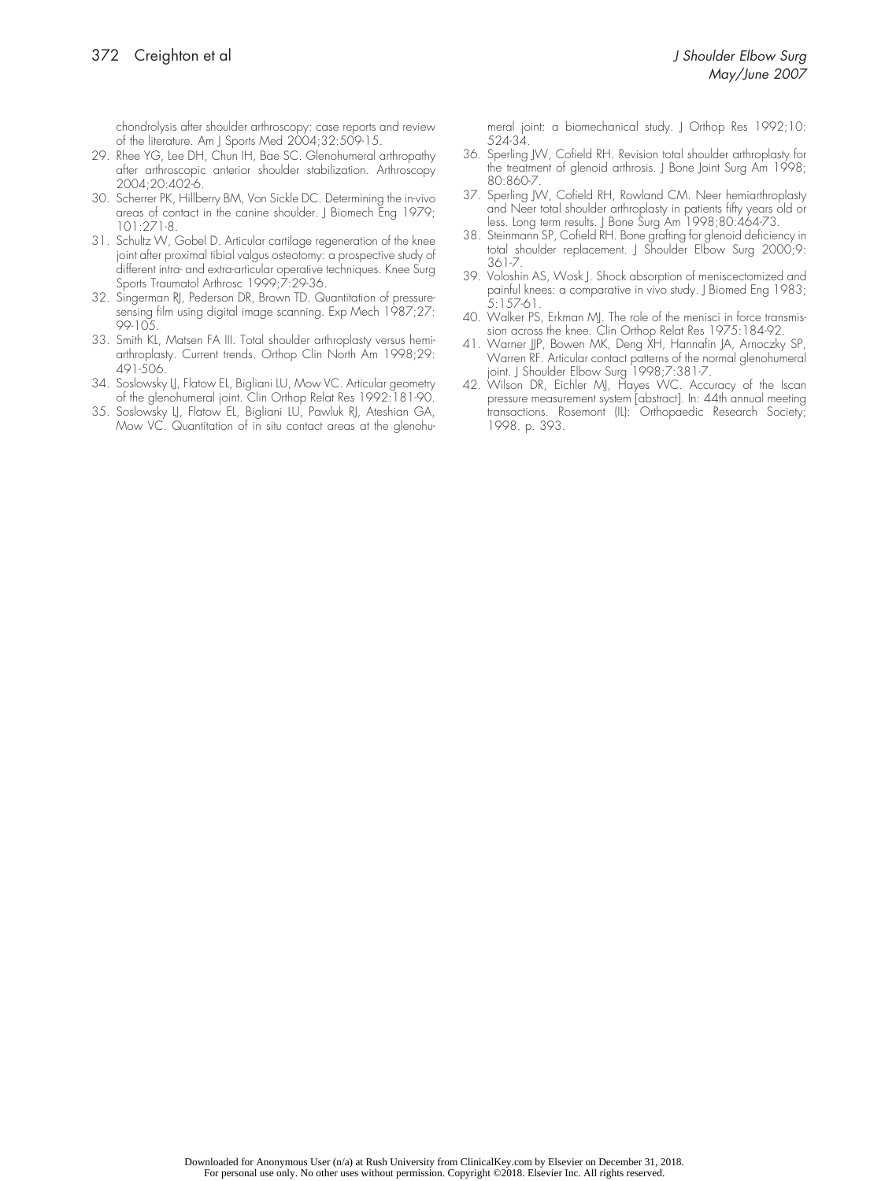chondrolysis after shoulder arthroscopy: case reports and review of the literature. Am J Sports Med 2004;32:509-15.

29. Rhee YG, Lee DH, Chun IH, Bae SC. Glenohumeral arthropathy after arthroscopic anterior shoulder stabilization. Arthroscopy 2004;20:402-6.
30. Scherrer PK, Hillberry BM, Von Sickle DC. Determining the in-vivo areas of contact in the canine shoulder. J Biomech Eng 1979; 101:271-8.
31. Schultz W, Gobel D. Articular cartilage regeneration of the knee joint after proximal tibial valgus osteotomy: a prospective study of different intra- and extra-articular operative techniques. Knee Surg Sports Traumatol Arthrosc 1999;7:29-36.
32. Singerman RJ, Pederson DR, Brown TD. Quantitation of pressure-sensing film using digital image scanning. Exp Mech 1987;27: 99-105.
33. Smith KL, Matsen FA III. Total shoulder arthroplasty versus hemi-arthroplasty. Current trends. Orthop Clin North Am 1998;29: 491-506.
34. Soslowsky LJ, Flatow EL, Bigliani LU, Mow VC. Articular geometry of the glenohumeral joint. Clin Orthop Relat Res 1992:181-90.
35. Soslowsky LJ, Flatow EL, Bigliani LU, Pawluk RJ, Ateshian GA, Mow VC. Quantitation of in situ contact areas at the glenohumeral joint: a biomechanical study. J Orthop Res 1992;10: 524-34.
36. Sperling JW, Cofield RH. Revision total shoulder arthroplasty for the treatment of glenoid arthrosis. J Bone Joint Surg Am 1998; 80:860-7.
37. Sperling JW, Cofield RH, Rowland CM. Neer hemiarthroplasty and Neer total shoulder arthroplasty in patients fifty years old or less. Long term results. J Bone Surg Am 1998;80:464-73.
38. Steinmann SP, Cofield RH. Bone grafting for glenoid deficiency in total shoulder replacement. J Shoulder Elbow Surg 2000;9: 361-7.
39. Voloshin AS, Wosk J. Shock absorption of meniscectomized and painful knees: a comparative in vivo study. J Biomed Eng 1983; 5:157-61.
40. Walker PS, Erkman MJ. The role of the menisci in force transmission across the knee. Clin Orthop Relat Res 1975:184-92.
41. Warner JJP, Bowen MK, Deng XH, Hannafin JA, Arnoczky SP, Warren RF. Articular contact patterns of the normal glenohumeral joint. J Shoulder Elbow Surg 1998;7:381-7.
42. Wilson DR, Eichler MJ, Hayes WC. Accuracy of the Iscan pressure measurement system [abstract]. In: 44th annual meeting transactions. Rosemont (IL): Orthopaedic Research Society; 1998. p. 393.